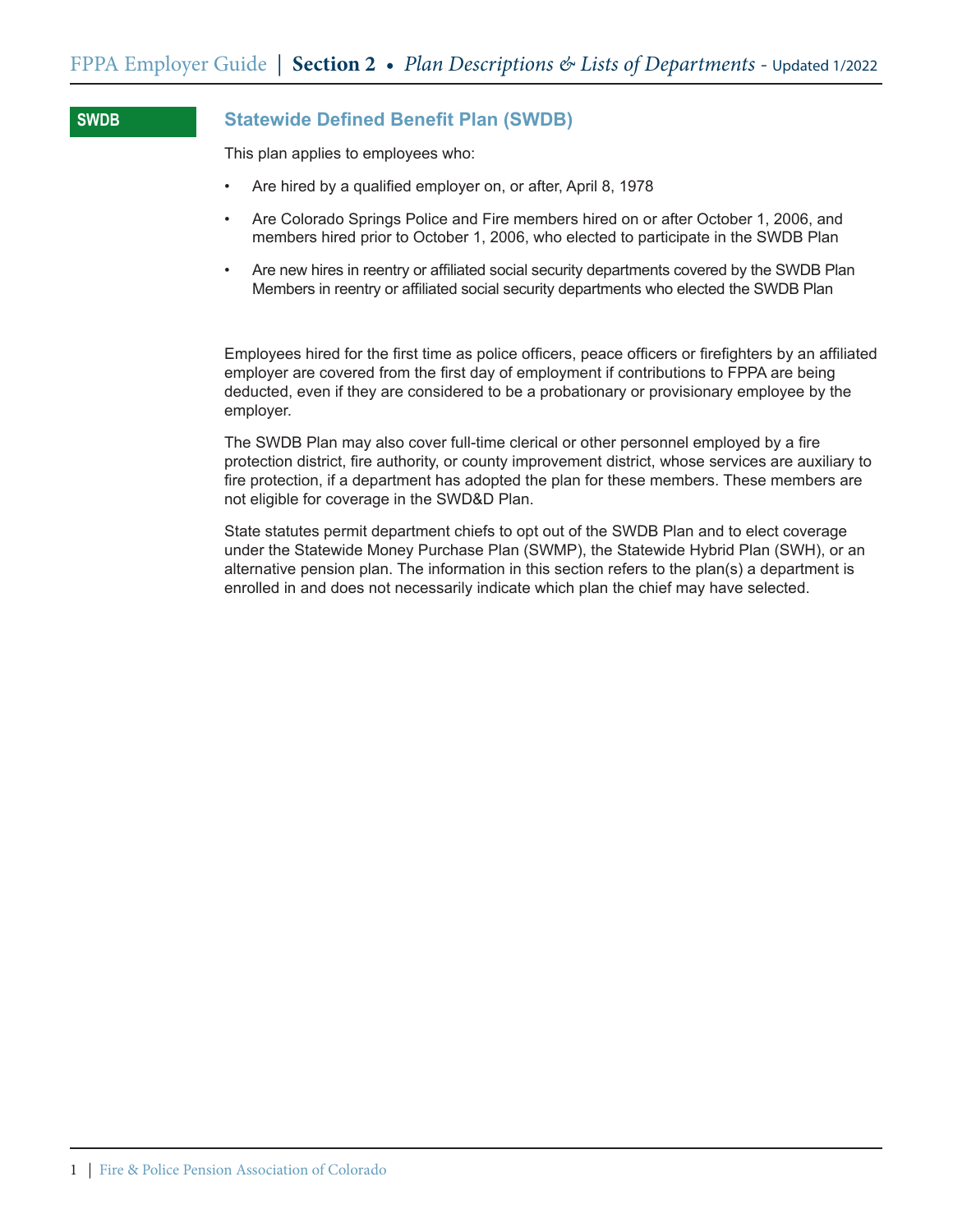**SWDB**

## Statewide Defined Benefit Plan (SWDB)

This plan applies to employees who:

- Are hired by a qualified employer on, or after, April 8, 1978
- Are Colorado Springs Police and Fire members hired on or after October 1, 2006, and members hired prior to October 1, 2006, who elected to participate in the SWDB Plan
- Are new hires in reentry or affiliated social security departments covered by the SWDB Plan Members in reentry or affiliated social security departments who elected the SWDB Plan

Employees hired for the first time as police officers, peace officers or firefighters by an affiliated employer are covered from the first day of employment if contributions to FPPA are being deducted, even if they are considered to be a probationary or provisionary employee by the employer.

The SWDB Plan may also cover full-time clerical or other personnel employed by a fire protection district, fire authority, or county improvement district, whose services are auxiliary to fire protection, if a department has adopted the plan for these members. These members are not eligible for coverage in the SWD&D Plan.

State statutes permit department chiefs to opt out of the SWDB Plan and to elect coverage under the Statewide Money Purchase Plan (SWMP), the Statewide Hybrid Plan (SWH), or an alternative pension plan. The information in this section refers to the plan(s) a department is enrolled in and does not necessarily indicate which plan the chief may have selected.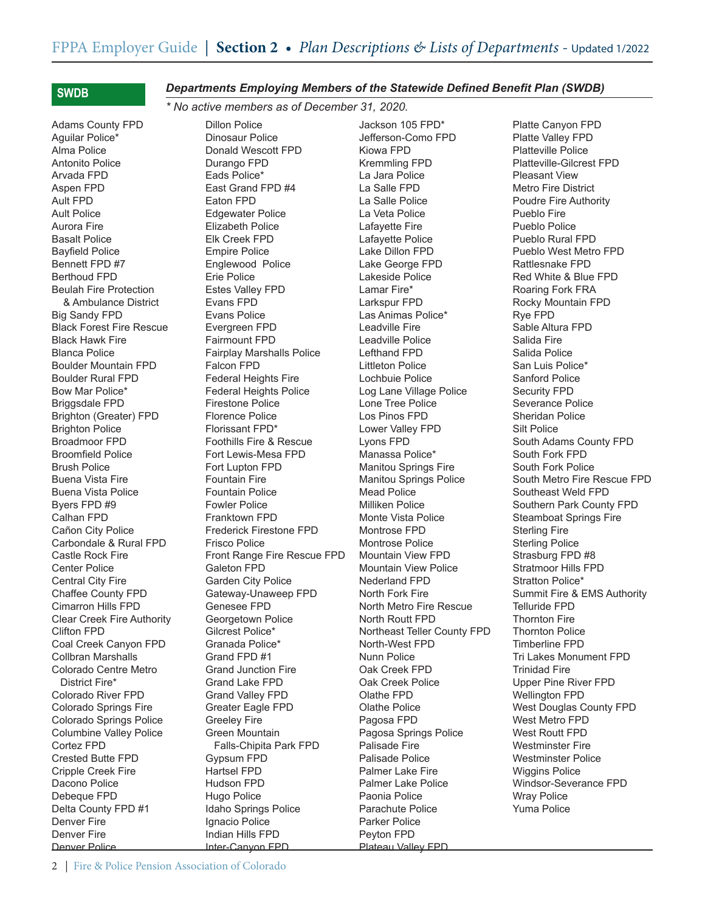## SWDB

### *Departments Employing Members of the Statewide Defined Benefit Plan (SWDB)*

*\* No active members as of December 31, 2020.*

Adams County FPD
Aguilar Police*
Alma Police
Antonito Police
Arvada FPD
Aspen FPD
Ault FPD
Ault Police
Aurora Fire
Basalt Police
Bayfield Police
Bennett FPD #7
Berthoud FPD
Beulah Fire Protection & Ambulance District
Big Sandy FPD
Black Forest Fire Rescue
Black Hawk Fire
Blanca Police
Boulder Mountain FPD
Boulder Rural FPD
Bow Mar Police*
Briggsdale FPD
Brighton (Greater) FPD
Brighton Police
Broadmoor FPD
Broomfield Police
Brush Police
Buena Vista Fire
Buena Vista Police
Byers FPD #9
Calhan FPD
Cañon City Police
Carbondale & Rural FPD
Castle Rock Fire
Center Police
Central City Fire
Chaffee County FPD
Cimarron Hills FPD
Clear Creek Fire Authority
Clifton FPD
Coal Creek Canyon FPD
Collbran Marshalls
Colorado Centre Metro District Fire*
Colorado River FPD
Colorado Springs Fire
Colorado Springs Police
Columbine Valley Police
Cortez FPD
Crested Butte FPD
Cripple Creek Fire
Dacono Police
Debeque FPD
Delta County FPD #1
Denver Fire
Denver Fire
Denver Police
Dillon Police
Dinosaur Police
Donald Wescott FPD
Durango FPD
Eads Police*
East Grand FPD #4
Eaton FPD
Edgewater Police
Elizabeth Police
Elk Creek FPD
Empire Police
Englewood Police
Erie Police
Estes Valley FPD
Evans FPD
Evans Police
Evergreen FPD
Fairmount FPD
Fairplay Marshalls Police
Falcon FPD
Federal Heights Fire
Federal Heights Police
Firestone Police
Florence Police
Florissant FPD*
Foothills Fire & Rescue
Fort Lewis-Mesa FPD
Fort Lupton FPD
Fountain Fire
Fountain Police
Fowler Police
Franktown FPD
Frederick Firestone FPD
Frisco Police
Front Range Fire Rescue FPD
Galeton FPD
Garden City Police
Gateway-Unaweep FPD
Genesee FPD
Georgetown Police
Gilcrest Police*
Granada Police*
Grand FPD #1
Grand Junction Fire
Grand Lake FPD
Grand Valley FPD
Greater Eagle FPD
Greeley Fire
Green Mountain Falls-Chipita Park FPD
Gypsum FPD
Hartsel FPD
Hudson FPD
Hugo Police
Idaho Springs Police
Ignacio Police
Indian Hills FPD
Inter-Canyon FPD
Jackson 105 FPD*
Jefferson-Como FPD
Kiowa FPD
Kremmling FPD
La Jara Police
La Salle FPD
La Salle Police
La Veta Police
Lafayette Fire
Lafayette Police
Lake Dillon FPD
Lake George FPD
Lakeside Police
Lamar Fire*
Larkspur FPD
Las Animas Police*
Leadville Fire
Leadville Police
Lefthand FPD
Littleton Police
Lochbuie Police
Log Lane Village Police
Lone Tree Police
Los Pinos FPD
Lower Valley FPD
Lyons FPD
Manassa Police*
Manitou Springs Fire
Manitou Springs Police
Mead Police
Milliken Police
Monte Vista Police
Montrose FPD
Montrose Police
Mountain View FPD
Mountain View Police
Nederland FPD
North Fork Fire
North Metro Fire Rescue
North Routt FPD
Northeast Teller County FPD
North-West FPD
Nunn Police
Oak Creek FPD
Oak Creek Police
Olathe FPD
Olathe Police
Pagosa FPD
Pagosa Springs Police
Palisade Fire
Palisade Police
Palmer Lake Fire
Palmer Lake Police
Paonia Police
Parachute Police
Parker Police
Peyton FPD
Plateau Valley FPD
Platte Canyon FPD
Platte Valley FPD
Platteville Police
Platteville-Gilcrest FPD
Pleasant View
Metro Fire District
Poudre Fire Authority
Pueblo Fire
Pueblo Police
Pueblo Rural FPD
Pueblo West Metro FPD
Rattlesnake FPD
Red White & Blue FPD
Roaring Fork FRA
Rocky Mountain FPD
Rye FPD
Sable Altura FPD
Salida Fire
Salida Police
San Luis Police*
Sanford Police
Security FPD
Severance Police
Sheridan Police
Silt Police
South Adams County FPD
South Fork FPD
South Fork Police
South Metro Fire Rescue FPD
Southeast Weld FPD
Southern Park County FPD
Steamboat Springs Fire
Sterling Fire
Sterling Police
Strasburg FPD #8
Stratmoor Hills FPD
Stratton Police*
Summit Fire & EMS Authority
Telluride FPD
Thornton Fire
Thornton Police
Timberline FPD
Tri Lakes Monument FPD
Trinidad Fire
Upper Pine River FPD
Wellington FPD
West Douglas County FPD
West Metro FPD
West Routt FPD
Westminster Fire
Westminster Police
Wiggins Police
Windsor-Severance FPD
Wray Police
Yuma Police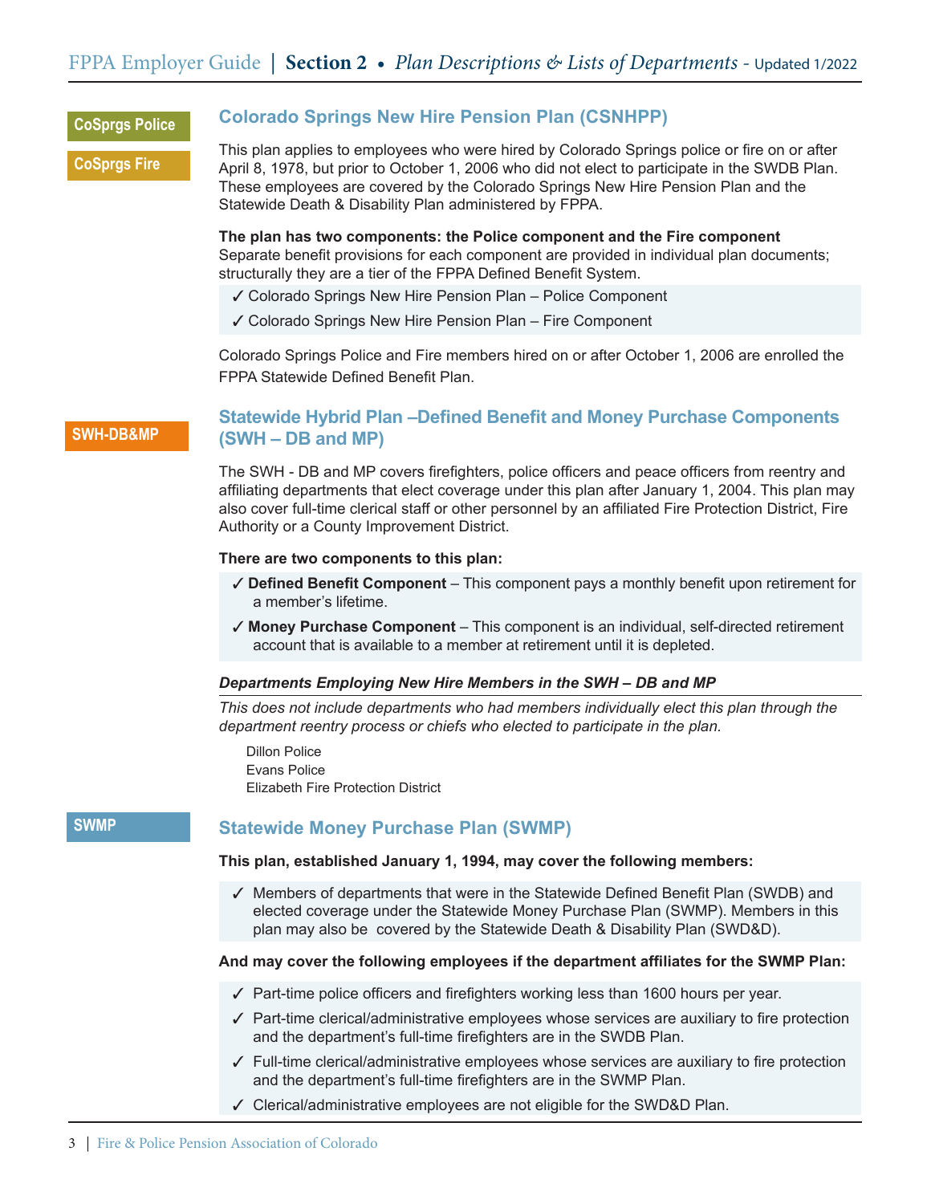CoSprgs Police

CoSprgs Fire

## Colorado Springs New Hire Pension Plan (CSNHPP)

This plan applies to employees who were hired by Colorado Springs police or fire on or after April 8, 1978, but prior to October 1, 2006 who did not elect to participate in the SWDB Plan. These employees are covered by the Colorado Springs New Hire Pension Plan and the Statewide Death & Disability Plan administered by FPPA.

**The plan has two components: the Police component and the Fire component**
Separate benefit provisions for each component are provided in individual plan documents; structurally they are a tier of the FPPA Defined Benefit System.

- ✓ Colorado Springs New Hire Pension Plan – Police Component
- ✓ Colorado Springs New Hire Pension Plan – Fire Component

Colorado Springs Police and Fire members hired on or after October 1, 2006 are enrolled the FPPA Statewide Defined Benefit Plan.

SWH-DB&MP

## Statewide Hybrid Plan –Defined Benefit and Money Purchase Components (SWH – DB and MP)

The SWH - DB and MP covers firefighters, police officers and peace officers from reentry and affiliating departments that elect coverage under this plan after January 1, 2004. This plan may also cover full-time clerical staff or other personnel by an affiliated Fire Protection District, Fire Authority or a County Improvement District.

**There are two components to this plan:**

- ✓ **Defined Benefit Component** – This component pays a monthly benefit upon retirement for a member's lifetime.
- ✓ **Money Purchase Component** – This component is an individual, self-directed retirement account that is available to a member at retirement until it is depleted.

***Departments Employing New Hire Members in the SWH – DB and MP***

*This does not include departments who had members individually elect this plan through the department reentry process or chiefs who elected to participate in the plan.*

Dillon Police
Evans Police
Elizabeth Fire Protection District

SWMP

## Statewide Money Purchase Plan (SWMP)

**This plan, established January 1, 1994, may cover the following members:**

- ✓ Members of departments that were in the Statewide Defined Benefit Plan (SWDB) and elected coverage under the Statewide Money Purchase Plan (SWMP). Members in this plan may also be covered by the Statewide Death & Disability Plan (SWD&D).

**And may cover the following employees if the department affiliates for the SWMP Plan:**

- ✓ Part-time police officers and firefighters working less than 1600 hours per year.
- ✓ Part-time clerical/administrative employees whose services are auxiliary to fire protection and the department's full-time firefighters are in the SWDB Plan.
- ✓ Full-time clerical/administrative employees whose services are auxiliary to fire protection and the department's full-time firefighters are in the SWMP Plan.
- ✓ Clerical/administrative employees are not eligible for the SWD&D Plan.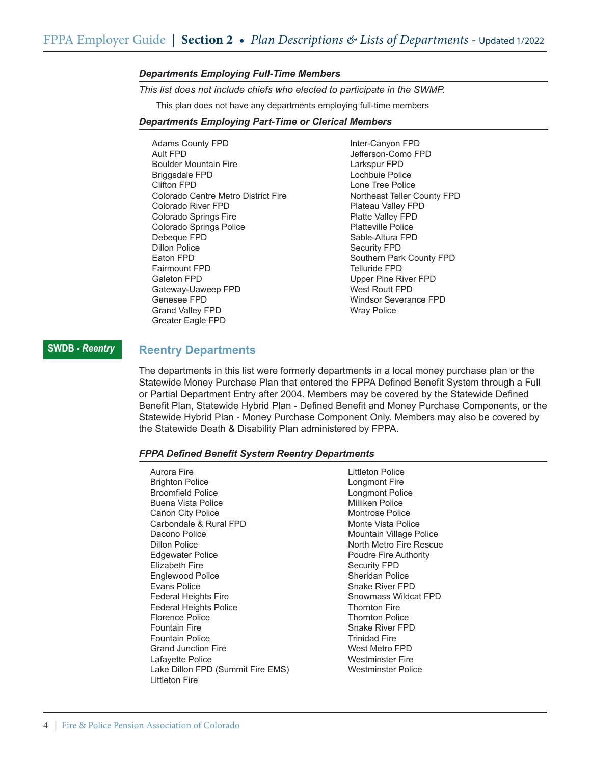#### *Departments Employing Full-Time Members*

*This list does not include chiefs who elected to participate in the SWMP.*

This plan does not have any departments employing full-time members

#### *Departments Employing Part-Time or Clerical Members*

- Adams County FPD
- Ault FPD
- Boulder Mountain Fire
- Briggsdale FPD
- Clifton FPD
- Colorado Centre Metro District Fire
- Colorado River FPD
- Colorado Springs Fire
- Colorado Springs Police
- Debeque FPD
- Dillon Police
- Eaton FPD
- Fairmount FPD
- Galeton FPD
- Gateway-Uaweep FPD
- Genesee FPD
- Grand Valley FPD
- Greater Eagle FPD
- Inter-Canyon FPD
- Jefferson-Como FPD
- Larkspur FPD
- Lochbuie Police
- Lone Tree Police
- Northeast Teller County FPD
- Plateau Valley FPD
- Platte Valley FPD
- Platteville Police
- Sable-Altura FPD
- Security FPD
- Southern Park County FPD
- Telluride FPD
- Upper Pine River FPD
- West Routt FPD
- Windsor Severance FPD
- Wray Police

**SWDB - *Reentry***

## Reentry Departments

The departments in this list were formerly departments in a local money purchase plan or the Statewide Money Purchase Plan that entered the FPPA Defined Benefit System through a Full or Partial Department Entry after 2004. Members may be covered by the Statewide Defined Benefit Plan, Statewide Hybrid Plan - Defined Benefit and Money Purchase Components, or the Statewide Hybrid Plan - Money Purchase Component Only. Members may also be covered by the Statewide Death & Disability Plan administered by FPPA.

#### *FPPA Defined Benefit System Reentry Departments*

- Aurora Fire
- Brighton Police
- Broomfield Police
- Buena Vista Police
- Cañon City Police
- Carbondale & Rural FPD
- Dacono Police
- Dillon Police
- Edgewater Police
- Elizabeth Fire
- Englewood Police
- Evans Police
- Federal Heights Fire
- Federal Heights Police
- Florence Police
- Fountain Fire
- Fountain Police
- Grand Junction Fire
- Lafayette Police
- Lake Dillon FPD (Summit Fire EMS)
- Littleton Fire
- Littleton Police
- Longmont Fire
- Longmont Police
- Milliken Police
- Montrose Police
- Monte Vista Police
- Mountain Village Police
- North Metro Fire Rescue
- Poudre Fire Authority
- Security FPD
- Sheridan Police
- Snake River FPD
- Snowmass Wildcat FPD
- Thornton Fire
- Thornton Police
- Snake River FPD
- Trinidad Fire
- West Metro FPD
- Westminster Fire
- Westminster Police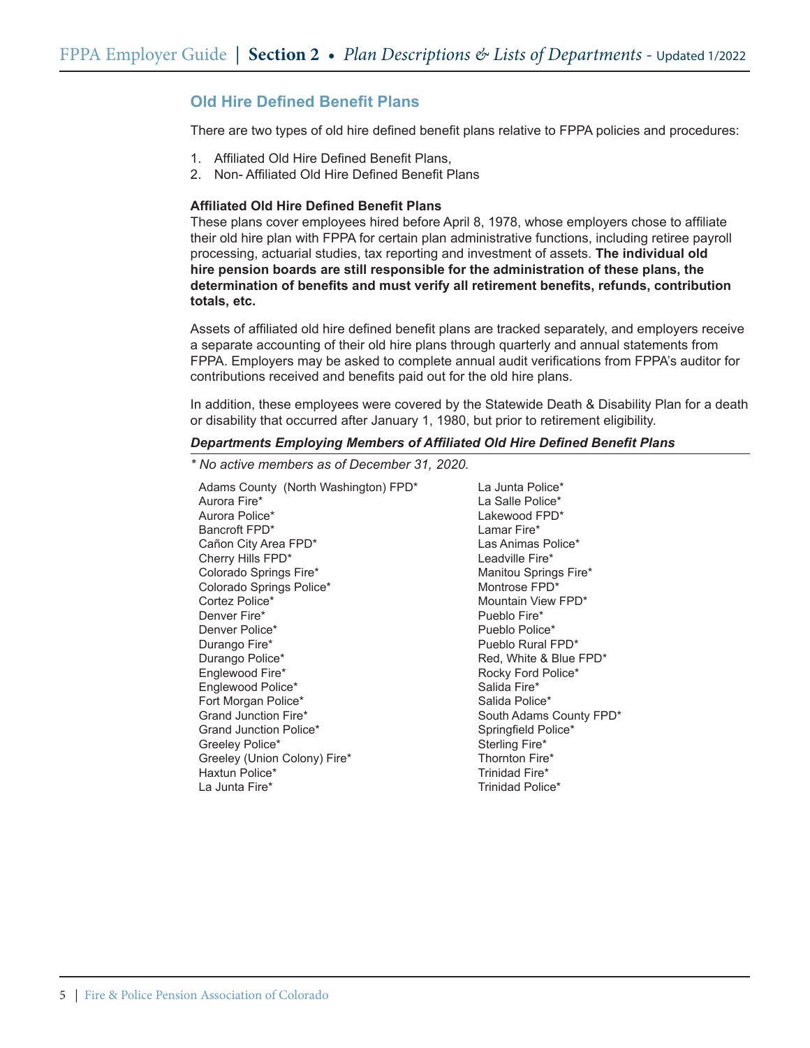## Old Hire Defined Benefit Plans

There are two types of old hire defined benefit plans relative to FPPA policies and procedures:

1. Affiliated Old Hire Defined Benefit Plans,
2. Non- Affiliated Old Hire Defined Benefit Plans

### Affiliated Old Hire Defined Benefit Plans

These plans cover employees hired before April 8, 1978, whose employers chose to affiliate their old hire plan with FPPA for certain plan administrative functions, including retiree payroll processing, actuarial studies, tax reporting and investment of assets. **The individual old hire pension boards are still responsible for the administration of these plans, the determination of benefits and must verify all retirement benefits, refunds, contribution totals, etc.**

Assets of affiliated old hire defined benefit plans are tracked separately, and employers receive a separate accounting of their old hire plans through quarterly and annual statements from FPPA. Employers may be asked to complete annual audit verifications from FPPA's auditor for contributions received and benefits paid out for the old hire plans.

In addition, these employees were covered by the Statewide Death & Disability Plan for a death or disability that occurred after January 1, 1980, but prior to retirement eligibility.

***Departments Employing Members of Affiliated Old Hire Defined Benefit Plans***

*\* No active members as of December 31, 2020.*

Adams County (North Washington) FPD*
Aurora Fire*
Aurora Police*
Bancroft FPD*
Cañon City Area FPD*
Cherry Hills FPD*
Colorado Springs Fire*
Colorado Springs Police*
Cortez Police*
Denver Fire*
Denver Police*
Durango Fire*
Durango Police*
Englewood Fire*
Englewood Police*
Fort Morgan Police*
Grand Junction Fire*
Grand Junction Police*
Greeley Police*
Greeley (Union Colony) Fire*
Haxtun Police*
La Junta Fire*
La Junta Police*
La Salle Police*
Lakewood FPD*
Lamar Fire*
Las Animas Police*
Leadville Fire*
Manitou Springs Fire*
Montrose FPD*
Mountain View FPD*
Pueblo Fire*
Pueblo Police*
Pueblo Rural FPD*
Red, White & Blue FPD*
Rocky Ford Police*
Salida Fire*
Salida Police*
South Adams County FPD*
Springfield Police*
Sterling Fire*
Thornton Fire*
Trinidad Fire*
Trinidad Police*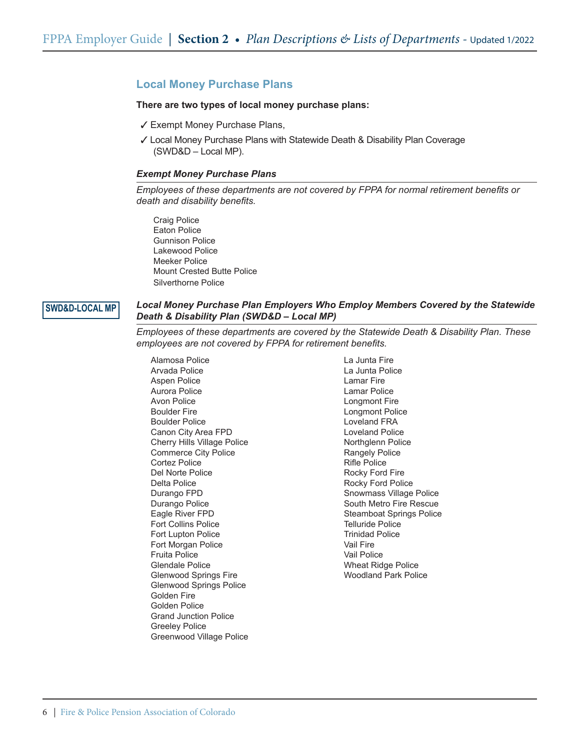## Local Money Purchase Plans

**There are two types of local money purchase plans:**

- ✓ Exempt Money Purchase Plans,
- ✓ Local Money Purchase Plans with Statewide Death & Disability Plan Coverage (SWD&D – Local MP).

### *Exempt Money Purchase Plans*

*Employees of these departments are not covered by FPPA for normal retirement benefits or death and disability benefits.*

Craig Police
Eaton Police
Gunnison Police
Lakewood Police
Meeker Police
Mount Crested Butte Police
Silverthorne Police

SWD&D-LOCAL MP

### *Local Money Purchase Plan Employers Who Employ Members Covered by the Statewide Death & Disability Plan (SWD&D – Local MP)*

*Employees of these departments are covered by the Statewide Death & Disability Plan. These employees are not covered by FPPA for retirement benefits.*

Alamosa Police
Arvada Police
Aspen Police
Aurora Police
Avon Police
Boulder Fire
Boulder Police
Canon City Area FPD
Cherry Hills Village Police
Commerce City Police
Cortez Police
Del Norte Police
Delta Police
Durango FPD
Durango Police
Eagle River FPD
Fort Collins Police
Fort Lupton Police
Fort Morgan Police
Fruita Police
Glendale Police
Glenwood Springs Fire
Glenwood Springs Police
Golden Fire
Golden Police
Grand Junction Police
Greeley Police
Greenwood Village Police
La Junta Fire
La Junta Police
Lamar Fire
Lamar Police
Longmont Fire
Longmont Police
Loveland FRA
Loveland Police
Northglenn Police
Rangely Police
Rifle Police
Rocky Ford Fire
Rocky Ford Police
Snowmass Village Police
South Metro Fire Rescue
Steamboat Springs Police
Telluride Police
Trinidad Police
Vail Fire
Vail Police
Wheat Ridge Police
Woodland Park Police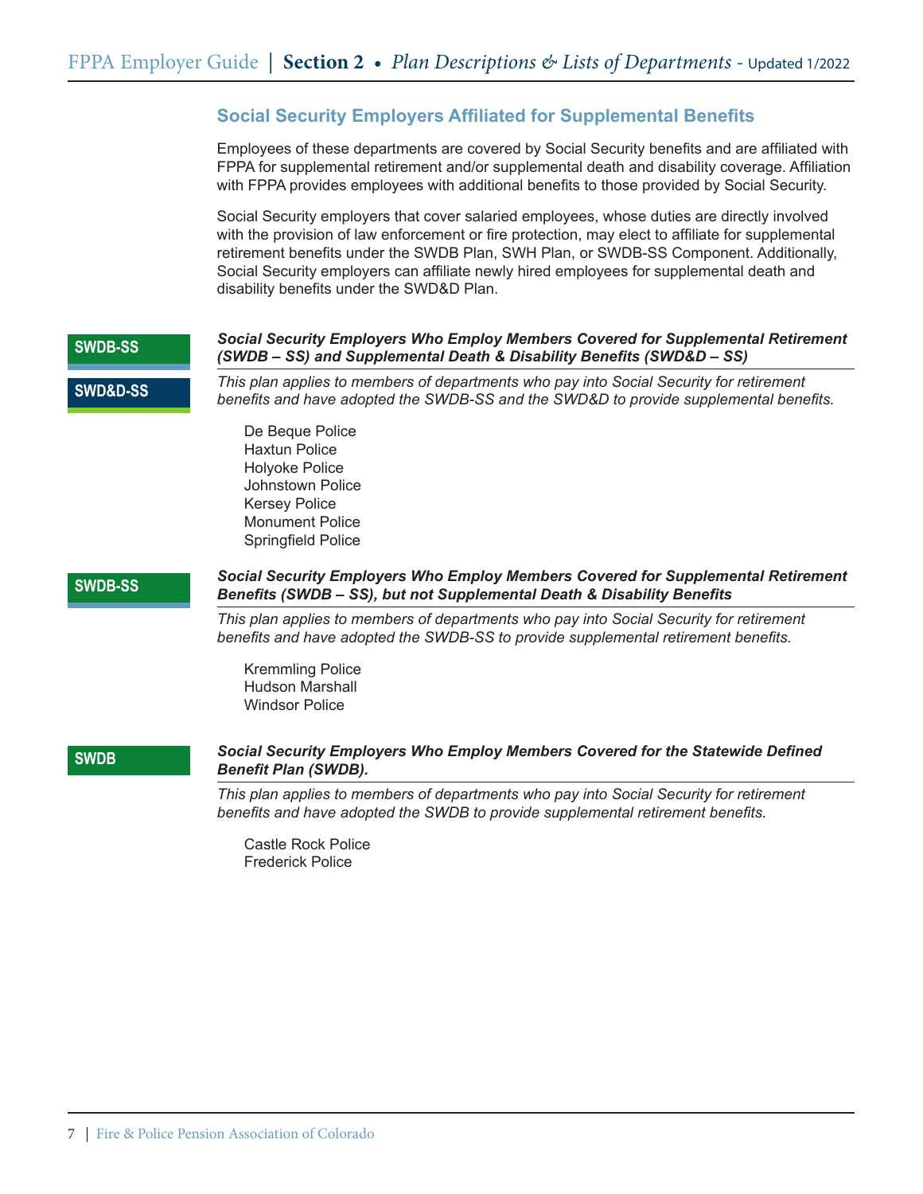## Social Security Employers Affiliated for Supplemental Benefits

Employees of these departments are covered by Social Security benefits and are affiliated with FPPA for supplemental retirement and/or supplemental death and disability coverage. Affiliation with FPPA provides employees with additional benefits to those provided by Social Security.

Social Security employers that cover salaried employees, whose duties are directly involved with the provision of law enforcement or fire protection, may elect to affiliate for supplemental retirement benefits under the SWDB Plan, SWH Plan, or SWDB-SS Component. Additionally, Social Security employers can affiliate newly hired employees for supplemental death and disability benefits under the SWD&D Plan.

**SWDB-SS**

**SWD&D-SS**

***Social Security Employers Who Employ Members Covered for Supplemental Retirement (SWDB – SS) and Supplemental Death & Disability Benefits (SWD&D – SS)***

*This plan applies to members of departments who pay into Social Security for retirement benefits and have adopted the SWDB-SS and the SWD&D to provide supplemental benefits.*

De Beque Police
Haxtun Police
Holyoke Police
Johnstown Police
Kersey Police
Monument Police
Springfield Police

**SWDB-SS**

***Social Security Employers Who Employ Members Covered for Supplemental Retirement Benefits (SWDB – SS), but not Supplemental Death & Disability Benefits***

*This plan applies to members of departments who pay into Social Security for retirement benefits and have adopted the SWDB-SS to provide supplemental retirement benefits.*

Kremmling Police
Hudson Marshall
Windsor Police

**SWDB**

***Social Security Employers Who Employ Members Covered for the Statewide Defined Benefit Plan (SWDB).***

*This plan applies to members of departments who pay into Social Security for retirement benefits and have adopted the SWDB to provide supplemental retirement benefits.*

Castle Rock Police
Frederick Police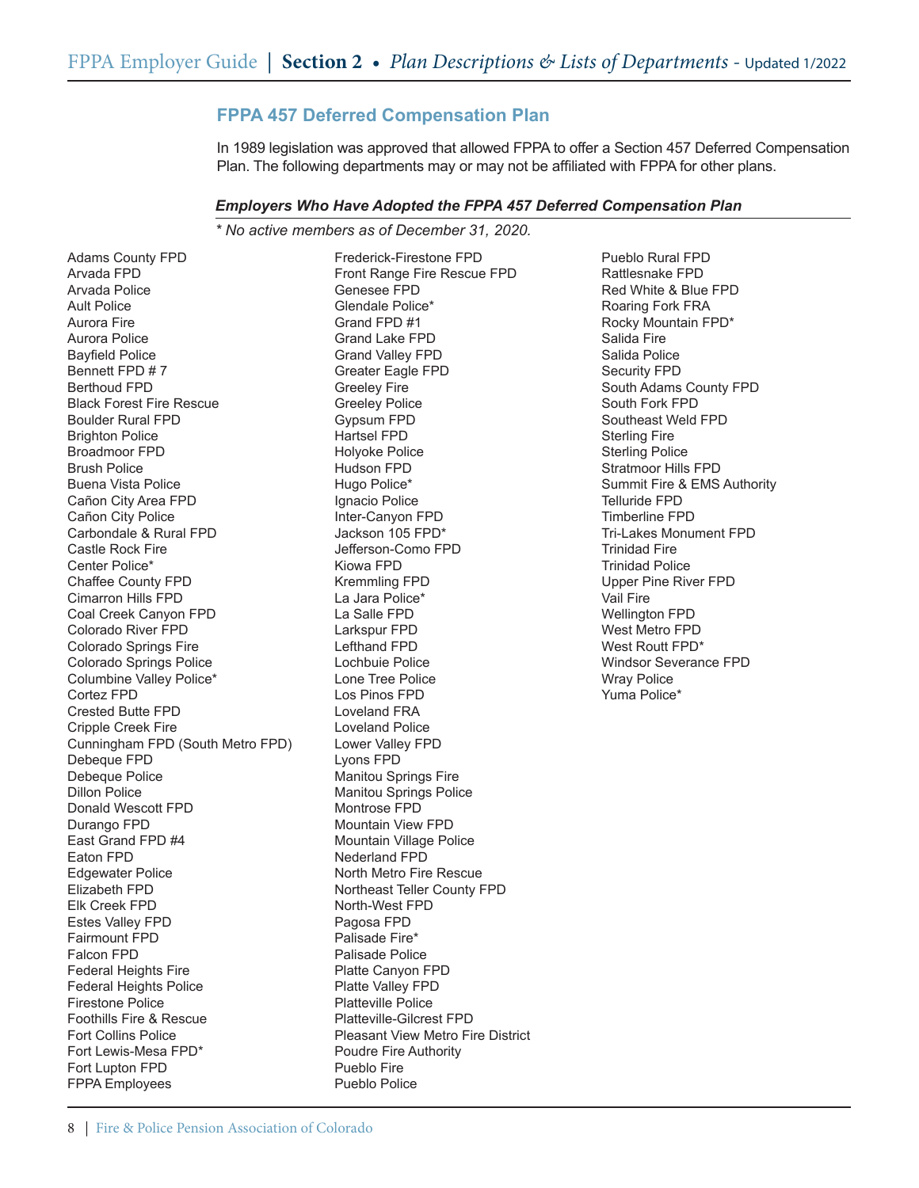## FPPA 457 Deferred Compensation Plan

In 1989 legislation was approved that allowed FPPA to offer a Section 457 Deferred Compensation Plan. The following departments may or may not be affiliated with FPPA for other plans.

### *Employers Who Have Adopted the FPPA 457 Deferred Compensation Plan*

*\* No active members as of December 31, 2020.*

- Adams County FPD
- Arvada FPD
- Arvada Police
- Ault Police
- Aurora Fire
- Aurora Police
- Bayfield Police
- Bennett FPD # 7
- Berthoud FPD
- Black Forest Fire Rescue
- Boulder Rural FPD
- Brighton Police
- Broadmoor FPD
- Brush Police
- Buena Vista Police
- Cañon City Area FPD
- Cañon City Police
- Carbondale & Rural FPD
- Castle Rock Fire
- Center Police*
- Chaffee County FPD
- Cimarron Hills FPD
- Coal Creek Canyon FPD
- Colorado River FPD
- Colorado Springs Fire
- Colorado Springs Police
- Columbine Valley Police*
- Cortez FPD
- Crested Butte FPD
- Cripple Creek Fire
- Cunningham FPD (South Metro FPD)
- Debeque FPD
- Debeque Police
- Dillon Police
- Donald Wescott FPD
- Durango FPD
- East Grand FPD #4
- Eaton FPD
- Edgewater Police
- Elizabeth FPD
- Elk Creek FPD
- Estes Valley FPD
- Fairmount FPD
- Falcon FPD
- Federal Heights Fire
- Federal Heights Police
- Firestone Police
- Foothills Fire & Rescue
- Fort Collins Police
- Fort Lewis-Mesa FPD*
- Fort Lupton FPD
- FPPA Employees
- Frederick-Firestone FPD
- Front Range Fire Rescue FPD
- Genesee FPD
- Glendale Police*
- Grand FPD #1
- Grand Lake FPD
- Grand Valley FPD
- Greater Eagle FPD
- Greeley Fire
- Greeley Police
- Gypsum FPD
- Hartsel FPD
- Holyoke Police
- Hudson FPD
- Hugo Police*
- Ignacio Police
- Inter-Canyon FPD
- Jackson 105 FPD*
- Jefferson-Como FPD
- Kiowa FPD
- Kremmling FPD
- La Jara Police*
- La Salle FPD
- Larkspur FPD
- Lefthand FPD
- Lochbuie Police
- Lone Tree Police
- Los Pinos FPD
- Loveland FRA
- Loveland Police
- Lower Valley FPD
- Lyons FPD
- Manitou Springs Fire
- Manitou Springs Police
- Montrose FPD
- Mountain View FPD
- Mountain Village Police
- Nederland FPD
- North Metro Fire Rescue
- Northeast Teller County FPD
- North-West FPD
- Pagosa FPD
- Palisade Fire*
- Palisade Police
- Platte Canyon FPD
- Platte Valley FPD
- Platteville Police
- Platteville-Gilcrest FPD
- Pleasant View Metro Fire District
- Poudre Fire Authority
- Pueblo Fire
- Pueblo Police
- Pueblo Rural FPD
- Rattlesnake FPD
- Red White & Blue FPD
- Roaring Fork FRA
- Rocky Mountain FPD*
- Salida Fire
- Salida Police
- Security FPD
- South Adams County FPD
- South Fork FPD
- Southeast Weld FPD
- Sterling Fire
- Sterling Police
- Stratmoor Hills FPD
- Summit Fire & EMS Authority
- Telluride FPD
- Timberline FPD
- Tri-Lakes Monument FPD
- Trinidad Fire
- Trinidad Police
- Upper Pine River FPD
- Vail Fire
- Wellington FPD
- West Metro FPD
- West Routt FPD*
- Windsor Severance FPD
- Wray Police
- Yuma Police*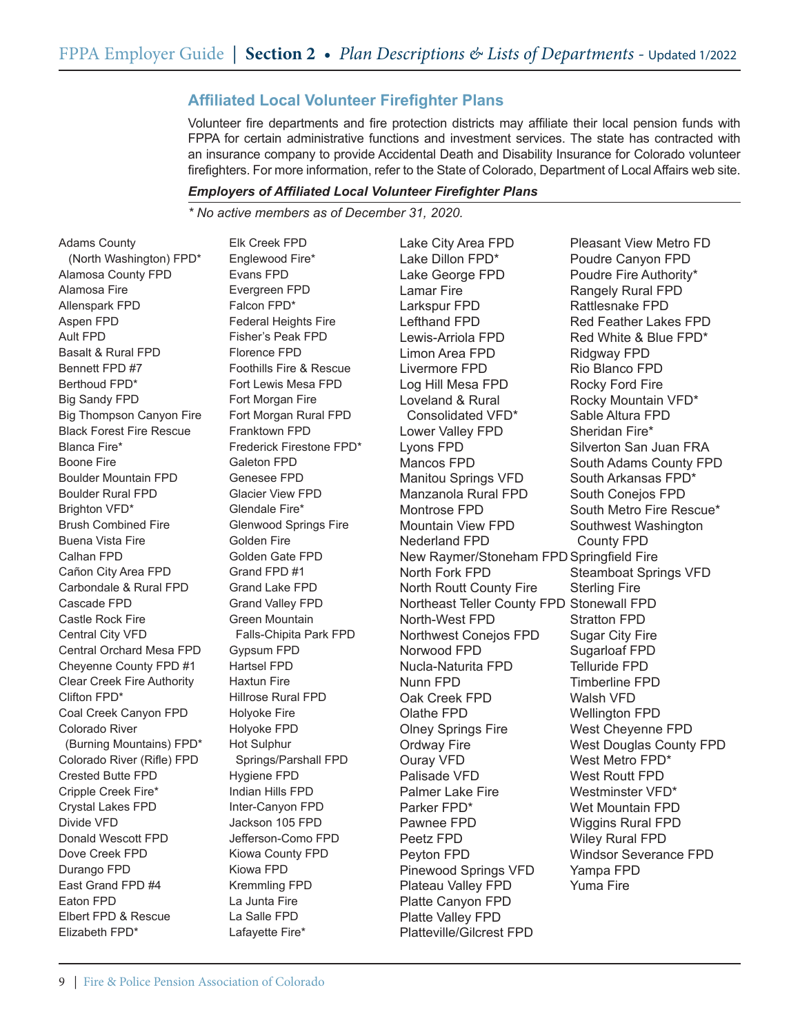## Affiliated Local Volunteer Firefighter Plans

Volunteer fire departments and fire protection districts may affiliate their local pension funds with FPPA for certain administrative functions and investment services. The state has contracted with an insurance company to provide Accidental Death and Disability Insurance for Colorado volunteer firefighters. For more information, refer to the State of Colorado, Department of Local Affairs web site.

***Employers of Affiliated Local Volunteer Firefighter Plans***

*\* No active members as of December 31, 2020.*

- Adams County (North Washington) FPD*
- Alamosa County FPD
- Alamosa Fire
- Allenspark FPD
- Aspen FPD
- Ault FPD
- Basalt & Rural FPD
- Bennett FPD #7
- Berthoud FPD*
- Big Sandy FPD
- Big Thompson Canyon Fire
- Black Forest Fire Rescue
- Blanca Fire*
- Boone Fire
- Boulder Mountain FPD
- Boulder Rural FPD
- Brighton VFD*
- Brush Combined Fire
- Buena Vista Fire
- Calhan FPD
- Cañon City Area FPD
- Carbondale & Rural FPD
- Cascade FPD
- Castle Rock Fire
- Central City VFD
- Central Orchard Mesa FPD
- Cheyenne County FPD #1
- Clear Creek Fire Authority
- Clifton FPD*
- Coal Creek Canyon FPD
- Colorado River (Burning Mountains) FPD*
- Colorado River (Rifle) FPD
- Crested Butte FPD
- Cripple Creek Fire*
- Crystal Lakes FPD
- Divide VFD
- Donald Wescott FPD
- Dove Creek FPD
- Durango FPD
- East Grand FPD #4
- Eaton FPD
- Elbert FPD & Rescue
- Elizabeth FPD*
- Elk Creek FPD
- Englewood Fire*
- Evans FPD
- Evergreen FPD
- Falcon FPD*
- Federal Heights Fire
- Fisher's Peak FPD
- Florence FPD
- Foothills Fire & Rescue
- Fort Lewis Mesa FPD
- Fort Morgan Fire
- Fort Morgan Rural FPD
- Franktown FPD
- Frederick Firestone FPD*
- Galeton FPD
- Genesee FPD
- Glacier View FPD
- Glendale Fire*
- Glenwood Springs Fire
- Golden Fire
- Golden Gate FPD
- Grand FPD #1
- Grand Lake FPD
- Grand Valley FPD
- Green Mountain Falls-Chipita Park FPD
- Gypsum FPD
- Hartsel FPD
- Haxtun Fire
- Hillrose Rural FPD
- Holyoke Fire
- Holyoke FPD
- Hot Sulphur Springs/Parshall FPD
- Hygiene FPD
- Indian Hills FPD
- Inter-Canyon FPD
- Jackson 105 FPD
- Jefferson-Como FPD
- Kiowa County FPD
- Kiowa FPD
- Kremmling FPD
- La Junta Fire
- La Salle FPD
- Lafayette Fire*
- Lake City Area FPD
- Lake Dillon FPD*
- Lake George FPD
- Lamar Fire
- Larkspur FPD
- Lefthand FPD
- Lewis-Arriola FPD
- Limon Area FPD
- Livermore FPD
- Log Hill Mesa FPD
- Loveland & Rural Consolidated VFD*
- Lower Valley FPD
- Lyons FPD
- Mancos FPD
- Manitou Springs VFD
- Manzanola Rural FPD
- Montrose FPD
- Mountain View FPD
- Nederland FPD
- New Raymer/Stoneham FPD
- North Fork FPD
- North Routt County Fire
- Northeast Teller County FPD
- North-West FPD
- Northwest Conejos FPD
- Norwood FPD
- Nucla-Naturita FPD
- Nunn FPD
- Oak Creek FPD
- Olathe FPD
- Olney Springs Fire
- Ordway Fire
- Ouray VFD
- Palisade VFD
- Palmer Lake Fire
- Parker FPD*
- Pawnee FPD
- Peetz FPD
- Peyton FPD
- Pinewood Springs VFD
- Plateau Valley FPD
- Platte Canyon FPD
- Platte Valley FPD
- Platteville/Gilcrest FPD
- Pleasant View Metro FD
- Poudre Canyon FPD
- Poudre Fire Authority*
- Rangely Rural FPD
- Rattlesnake FPD
- Red Feather Lakes FPD
- Red White & Blue FPD*
- Ridgway FPD
- Rio Blanco FPD
- Rocky Ford Fire
- Rocky Mountain VFD*
- Sable Altura FPD
- Sheridan Fire*
- Silverton San Juan FRA
- South Adams County FPD
- South Arkansas FPD*
- South Conejos FPD
- South Metro Fire Rescue*
- Southwest Washington County FPD
- Springfield Fire
- Steamboat Springs VFD
- Sterling Fire
- Stonewall FPD
- Stratton FPD
- Sugar City Fire
- Sugarloaf FPD
- Telluride FPD
- Timberline FPD
- Walsh VFD
- Wellington FPD
- West Cheyenne FPD
- West Douglas County FPD
- West Metro FPD*
- West Routt FPD
- Westminster VFD*
- Wet Mountain FPD
- Wiggins Rural FPD
- Wiley Rural FPD
- Windsor Severance FPD
- Yampa FPD
- Yuma Fire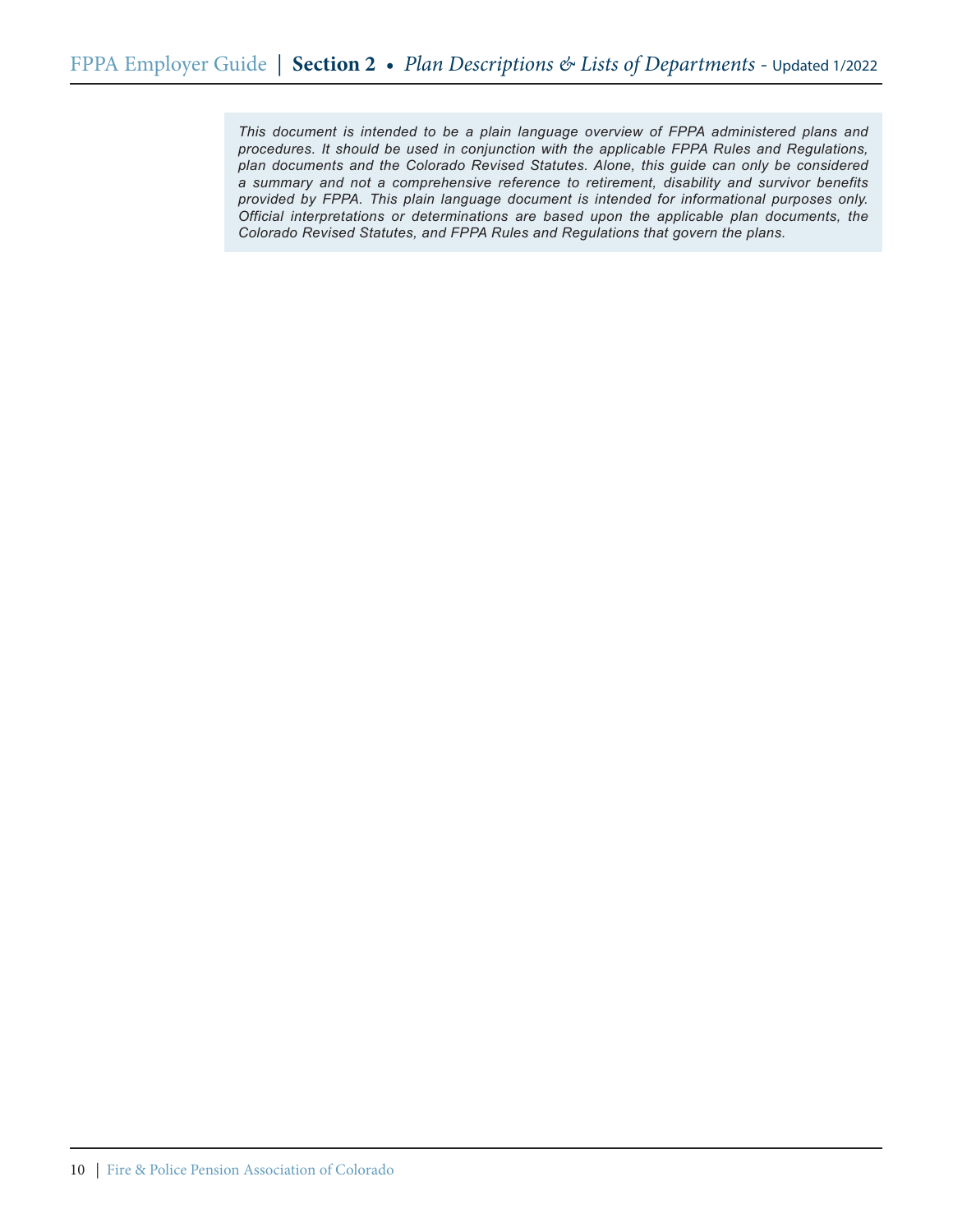*This document is intended to be a plain language overview of FPPA administered plans and procedures. It should be used in conjunction with the applicable FPPA Rules and Regulations, plan documents and the Colorado Revised Statutes. Alone, this guide can only be considered a summary and not a comprehensive reference to retirement, disability and survivor benefits provided by FPPA. This plain language document is intended for informational purposes only. Official interpretations or determinations are based upon the applicable plan documents, the Colorado Revised Statutes, and FPPA Rules and Regulations that govern the plans.*